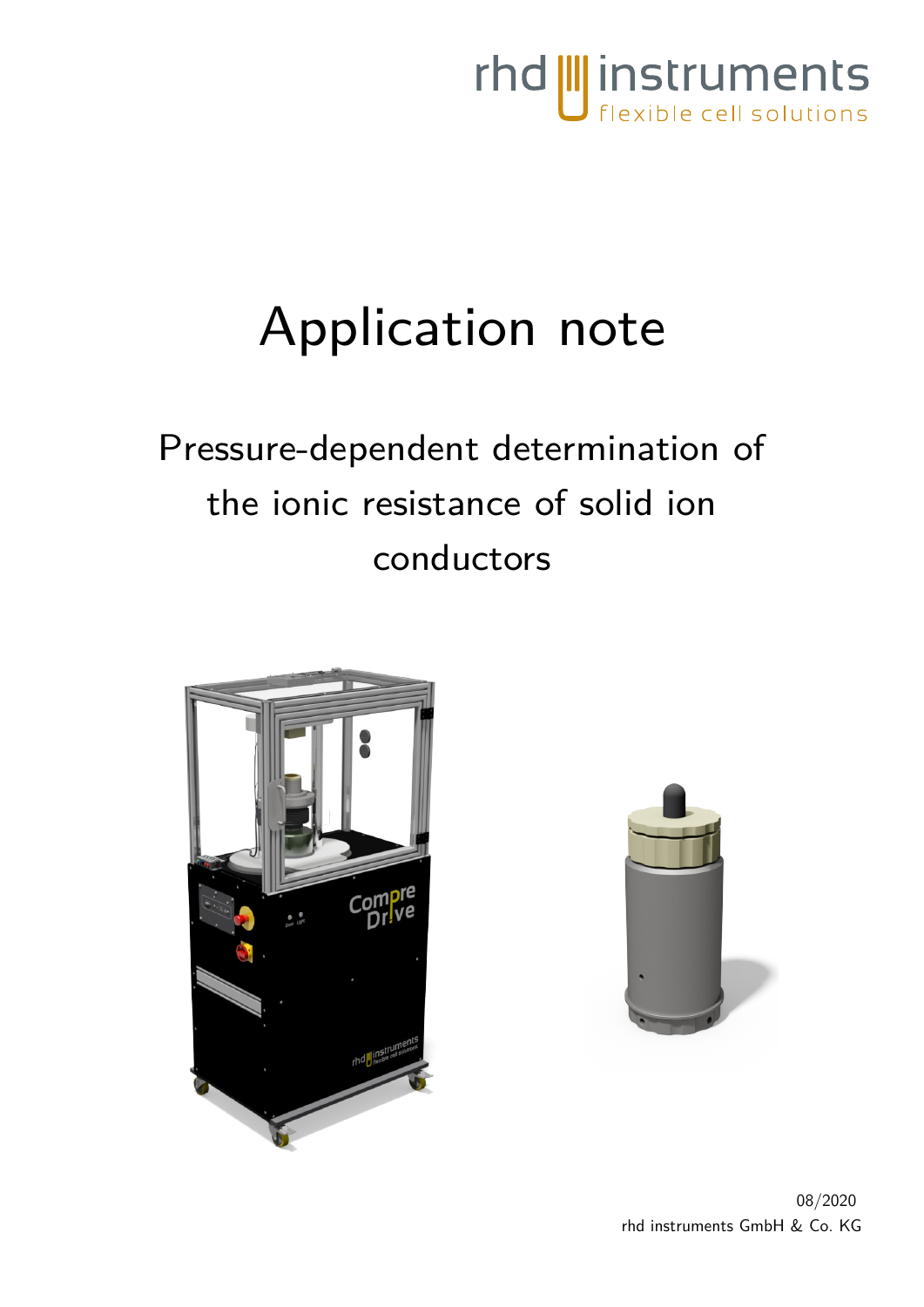rhd instruments
flexible cell solutions

# Application note

## Pressure-dependent determination of the ionic resistance of solid ion conductors

08/2020
rhd instruments GmbH & Co. KG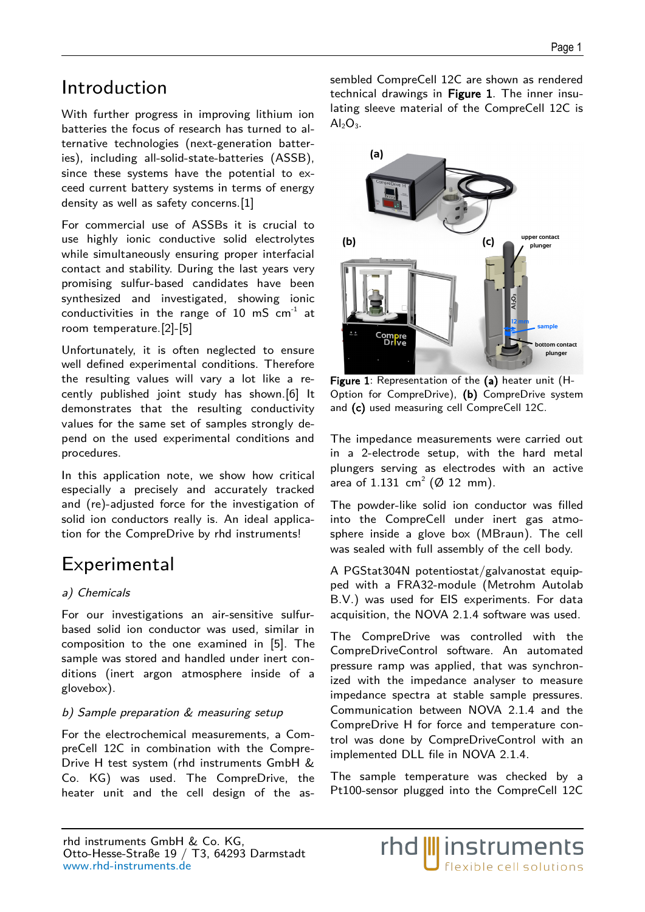# Introduction

With further progress in improving lithium ion batteries the focus of research has turned to alternative technologies (next-generation batteries), including all-solid-state-batteries (ASSB), since these systems have the potential to exceed current battery systems in terms of energy density as well as safety concerns.[1]

For commercial use of ASSBs it is crucial to use highly ionic conductive solid electrolytes while simultaneously ensuring proper interfacial contact and stability. During the last years very promising sulfur-based candidates have been synthesized and investigated, showing ionic conductivities in the range of 10 mS $cm^{-1}$ at room temperature.[2]-[5]

Unfortunately, it is often neglected to ensure well defined experimental conditions. Therefore the resulting values will vary a lot like a recently published joint study has shown.[6] It demonstrates that the resulting conductivity values for the same set of samples strongly depend on the used experimental conditions and procedures.

In this application note, we show how critical especially a precisely and accurately tracked and (re)-adjusted force for the investigation of solid ion conductors really is. An ideal application for the CompreDrive by rhd instruments!

# Experimental

*a) Chemicals*

For our investigations an air-sensitive sulfur-based solid ion conductor was used, similar in composition to the one examined in [5]. The sample was stored and handled under inert conditions (inert argon atmosphere inside of a glovebox).

*b) Sample preparation & measuring setup*

For the electrochemical measurements, a CompreCell 12C in combination with the CompreDrive H test system (rhd instruments GmbH & Co. KG) was used. The CompreDrive, the heater unit and the cell design of the assembled CompreCell 12C are shown as rendered technical drawings in **Figure 1**. The inner insulating sleeve material of the CompreCell 12C is $Al_2O_3$.

**Figure 1**: Representation of the **(a)** heater unit (H-Option for CompreDrive), **(b)** CompreDrive system and **(c)** used measuring cell CompreCell 12C.

The impedance measurements were carried out in a 2-electrode setup, with the hard metal plungers serving as electrodes with an active area of 1.131 $cm^2$ (Ø 12 mm).

The powder-like solid ion conductor was filled into the CompreCell under inert gas atmosphere inside a glove box (MBraun). The cell was sealed with full assembly of the cell body.

A PGStat304N potentiostat/galvanostat equipped with a FRA32-module (Metrohm Autolab B.V.) was used for EIS experiments. For data acquisition, the NOVA 2.1.4 software was used.

The CompreDrive was controlled with the CompreDriveControl software. An automated pressure ramp was applied, that was synchronized with the impedance analyser to measure impedance spectra at stable sample pressures. Communication between NOVA 2.1.4 and the CompreDrive H for force and temperature control was done by CompreDriveControl with an implemented DLL file in NOVA 2.1.4.

The sample temperature was checked by a Pt100-sensor plugged into the CompreCell 12C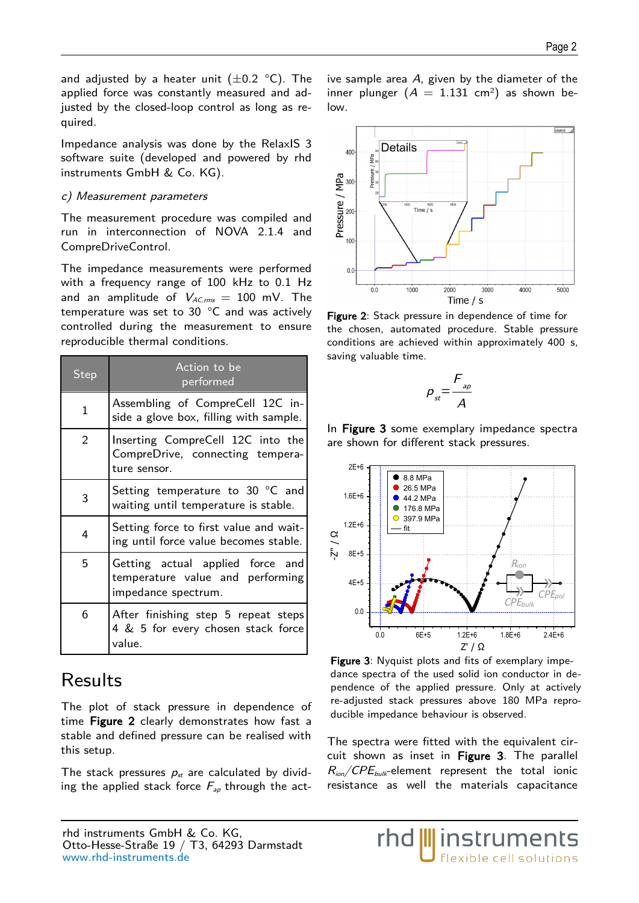and adjusted by a heater unit (±0.2 °C). The applied force was constantly measured and adjusted by the closed-loop control as long as required.

Impedance analysis was done by the RelaxIS 3 software suite (developed and powered by rhd instruments GmbH & Co. KG).

*c) Measurement parameters*

The measurement procedure was compiled and run in interconnection of NOVA 2.1.4 and CompreDriveControl.

The impedance measurements were performed with a frequency range of 100 kHz to 0.1 Hz and an amplitude of $V_{AC,rms}$ = 100 mV. The temperature was set to 30 °C and was actively controlled during the measurement to ensure reproducible thermal conditions.

| Step | Action to be performed |
| --- | --- |
| 1 | Assembling of CompreCell 12C inside a glove box, filling with sample. |
| 2 | Inserting CompreCell 12C into the CompreDrive, connecting temperature sensor. |
| 3 | Setting temperature to 30 °C and waiting until temperature is stable. |
| 4 | Setting force to first value and waiting until force value becomes stable. |
| 5 | Getting actual applied force and temperature value and performing impedance spectrum. |
| 6 | After finishing step 5 repeat steps 4 & 5 for every chosen stack force value. |

# Results

The plot of stack pressure in dependence of time **Figure 2** clearly demonstrates how fast a stable and defined pressure can be realised with this setup.

The stack pressures $p_{st}$ are calculated by dividing the applied stack force $F_{ap}$ through the active sample area $A$, given by the diameter of the inner plunger ($A$ = 1.131 cm$^2$) as shown below.

**Figure 2**: Stack pressure in dependence of time for the chosen, automated procedure. Stable pressure conditions are achieved within approximately 400 s, saving valuable time.

$$p_{st} = \frac{F_{ap}}{A}$$

In **Figure 3** some exemplary impedance spectra are shown for different stack pressures.

**Figure 3**: Nyquist plots and fits of exemplary impedance spectra of the used solid ion conductor in dependence of the applied pressure. Only at actively re-adjusted stack pressures above 180 MPa reproducible impedance behaviour is observed.

The spectra were fitted with the equivalent circuit shown as inset in **Figure 3**. The parallel $R_{ion}/CPE_{bulk}$-element represent the total ionic resistance as well the materials capacitance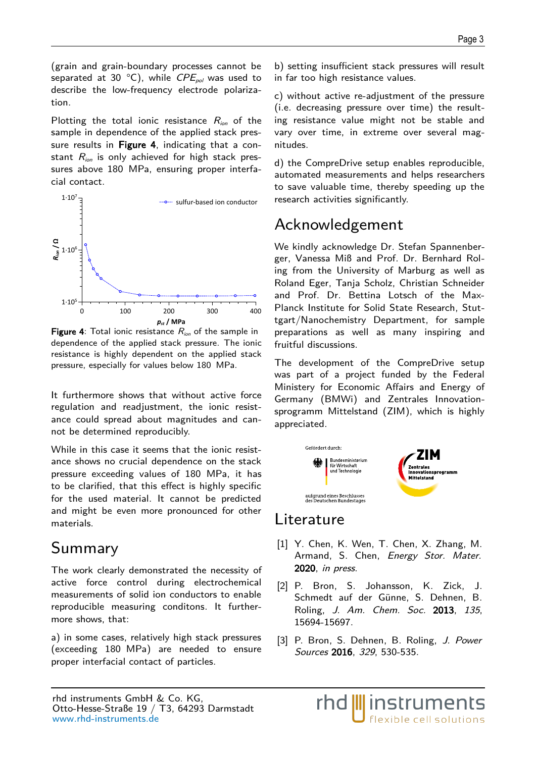(grain and grain-boundary processes cannot be separated at 30 °C), while $CPE_{pol}$ was used to describe the low-frequency electrode polarization.

Plotting the total ionic resistance $R_{ion}$ of the sample in dependence of the applied stack pressure results in **Figure 4**, indicating that a constant $R_{ion}$ is only achieved for high stack pressures above 180 MPa, ensuring proper interfacial contact.

**Figure 4**: Total ionic resistance $R_{ion}$ of the sample in dependence of the applied stack pressure. The ionic resistance is highly dependent on the applied stack pressure, especially for values below 180 MPa.

It furthermore shows that without active force regulation and readjustment, the ionic resistance could spread about magnitudes and cannot be determined reproducibly.

While in this case it seems that the ionic resistance shows no crucial dependence on the stack pressure exceeding values of 180 MPa, it has to be clarified, that this effect is highly specific for the used material. It cannot be predicted and might be even more pronounced for other materials.

# Summary

The work clearly demonstrated the necessity of active force control during electrochemical measurements of solid ion conductors to enable reproducible measuring conditons. It furthermore shows, that:

a) in some cases, relatively high stack pressures (exceeding 180 MPa) are needed to ensure proper interfacial contact of particles.

b) setting insufficient stack pressures will result in far too high resistance values.

c) without active re-adjustment of the pressure (i.e. decreasing pressure over time) the resulting resistance value might not be stable and vary over time, in extreme over several magnitudes.

d) the CompreDrive setup enables reproducible, automated measurements and helps researchers to save valuable time, thereby speeding up the research activities significantly.

# Acknowledgement

We kindly acknowledge Dr. Stefan Spannenberger, Vanessa Miß and Prof. Dr. Bernhard Roling from the University of Marburg as well as Roland Eger, Tanja Scholz, Christian Schneider and Prof. Dr. Bettina Lotsch of the Max-Planck Institute for Solid State Research, Stuttgart/Nanochemistry Department, for sample preparations as well as many inspiring and fruitful discussions.

The development of the CompreDrive setup was part of a project funded by the Federal Ministery for Economic Affairs and Energy of Germany (BMWi) and Zentrales Innovationsprogramm Mittelstand (ZIM), which is highly appreciated.

# Literature

[1] Y. Chen, K. Wen, T. Chen, X. Zhang, M. Armand, S. Chen, *Energy Stor. Mater.* **2020**, *in press*.

[2] P. Bron, S. Johansson, K. Zick, J. Schmedt auf der Günne, S. Dehnen, B. Roling, *J. Am. Chem. Soc.* **2013**, *135*, 15694-15697.

[3] P. Bron, S. Dehnen, B. Roling, *J. Power Sources* **2016**, *329*, 530-535.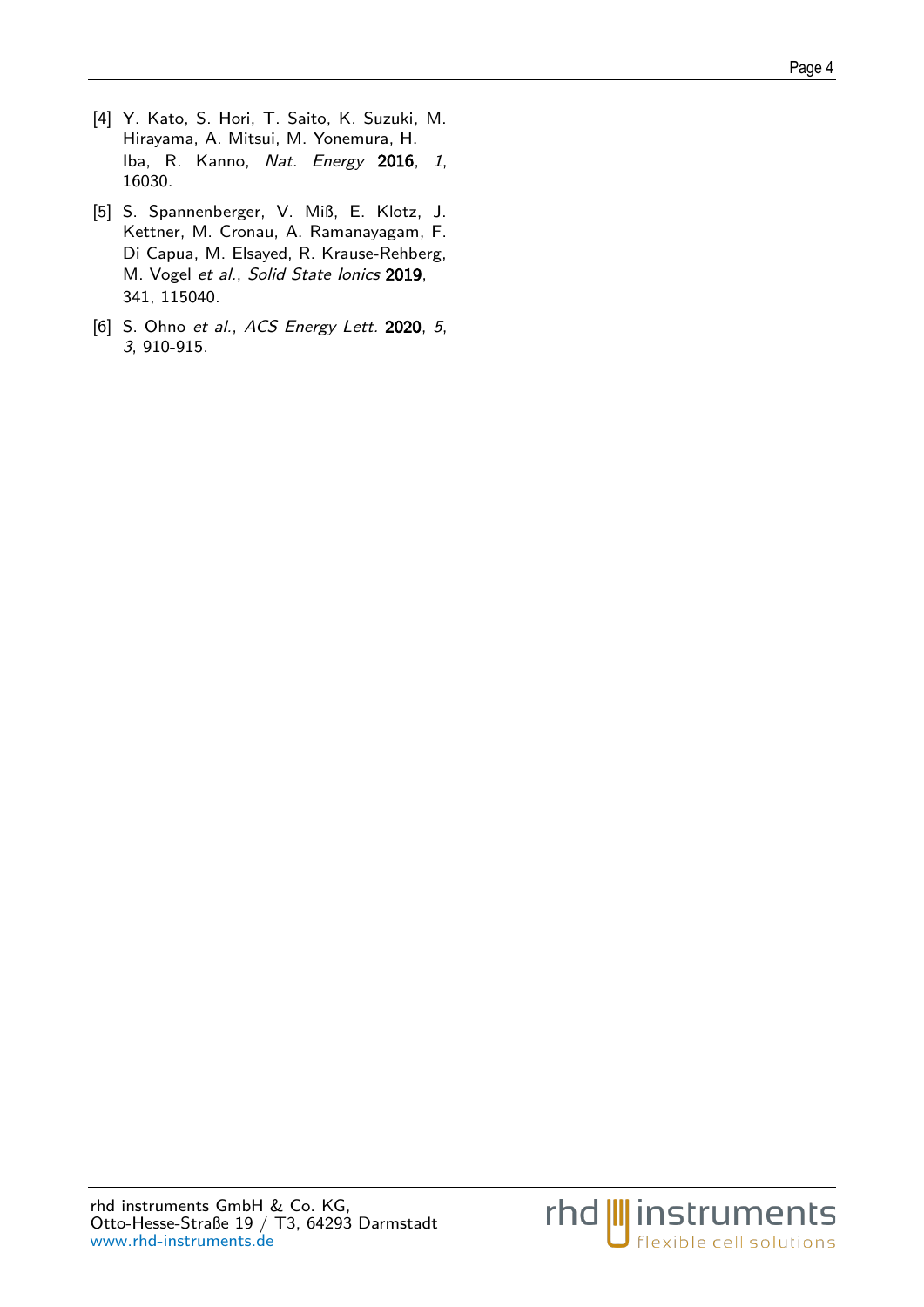[4] Y. Kato, S. Hori, T. Saito, K. Suzuki, M. Hirayama, A. Mitsui, M. Yonemura, H. Iba, R. Kanno, *Nat. Energy* **2016**, *1*, 16030.

[5] S. Spannenberger, V. Miß, E. Klotz, J. Kettner, M. Cronau, A. Ramanayagam, F. Di Capua, M. Elsayed, R. Krause-Rehberg, M. Vogel *et al.*, *Solid State Ionics* **2019**, 341, 115040.

[6] S. Ohno *et al.*, *ACS Energy Lett.* **2020**, *5*, *3*, 910-915.

rhd instruments GmbH & Co. KG,
Otto-Hesse-Straße 19 / T3, 64293 Darmstadt
www.rhd-instruments.de

rhd instruments
flexible cell solutions